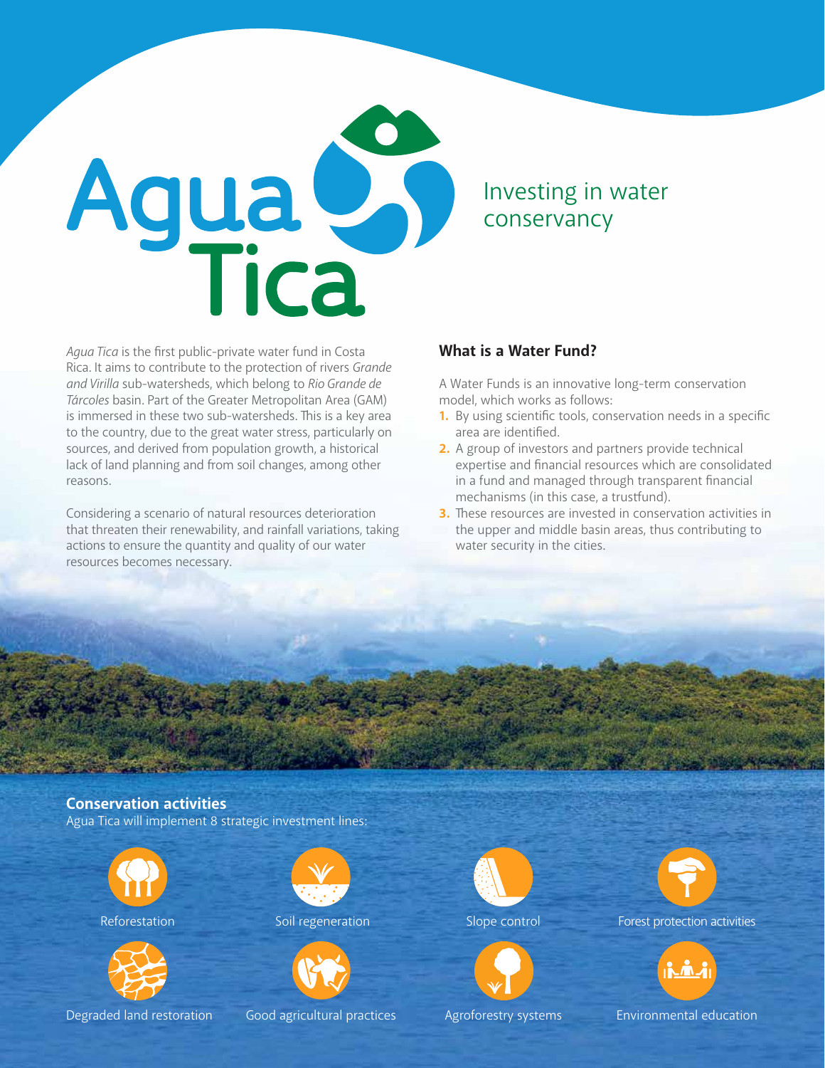# Agua Tica

Investing in water conservancy

*Agua Tica* is the first public-private water fund in Costa Rica. It aims to contribute to the protection of rivers *Grande and Virilla* sub-watersheds, which belong to *Rio Grande de Tárcoles* basin. Part of the Greater Metropolitan Area (GAM) is immersed in these two sub-watersheds. This is a key area to the country, due to the great water stress, particularly on sources, and derived from population growth, a historical lack of land planning and from soil changes, among other reasons.

Considering a scenario of natural resources deterioration that threaten their renewability, and rainfall variations, taking actions to ensure the quantity and quality of our water resources becomes necessary.

## What is a Water Fund?

A Water Funds is an innovative long-term conservation model, which works as follows:

1. By using scientific tools, conservation needs in a specific area are identified.
2. A group of investors and partners provide technical expertise and financial resources which are consolidated in a fund and managed through transparent financial mechanisms (in this case, a trustfund).
3. These resources are invested in conservation activities in the upper and middle basin areas, thus contributing to water security in the cities.

## Conservation activities

Agua Tica will implement 8 strategic investment lines:

- Reforestation
- Soil regeneration
- Slope control
- Forest protection activities
- Degraded land restoration
- Good agricultural practices
- Agroforestry systems
- Environmental education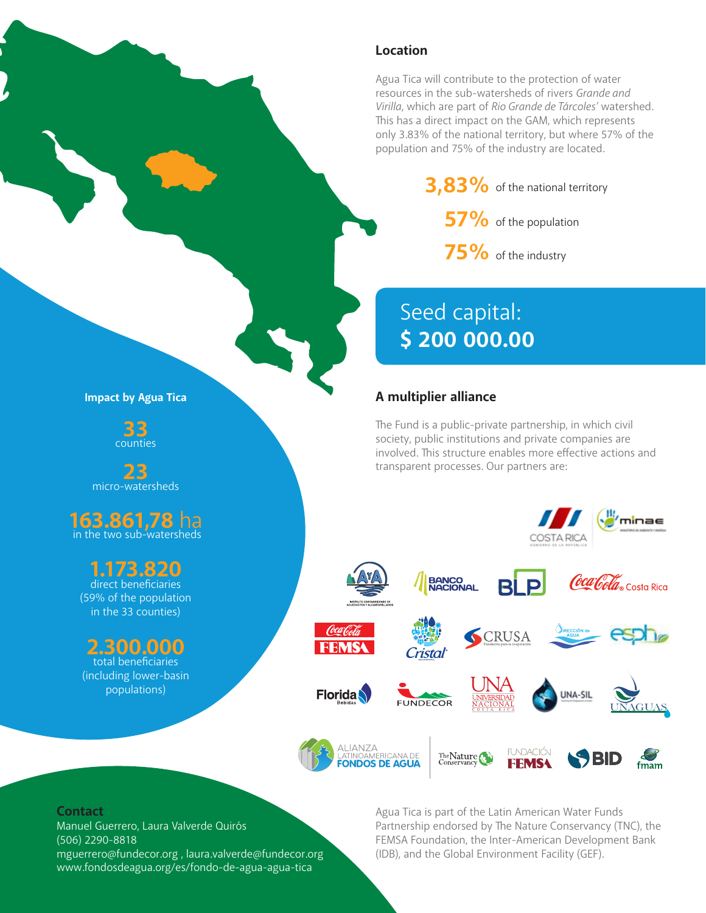## Location

Agua Tica will contribute to the protection of water resources in the sub-watersheds of rivers *Grande and Virilla*, which are part of *Rio Grande de Tárcoles'* watershed. This has a direct impact on the GAM, which represents only 3.83% of the national territory, but where 57% of the population and 75% of the industry are located.

**3,83%** of the national territory

**57%** of the population

**75%** of the industry

## Seed capital: **$ 200 000.00**

### Impact by Agua Tica

**33** counties

**23** micro-watersheds

**163.861,78** ha in the two sub-watersheds

**1.173.820** direct beneficiaries (59% of the population in the 33 counties)

**2.300.000** total beneficiaries (including lower-basin populations)

## A multiplier alliance

The Fund is a public-private partnership, in which civil society, public institutions and private companies are involved. This structure enables more effective actions and transparent processes. Our partners are:

Agua Tica is part of the Latin American Water Funds Partnership endorsed by The Nature Conservancy (TNC), the FEMSA Foundation, the Inter-American Development Bank (IDB), and the Global Environment Facility (GEF).

### Contact

Manuel Guerrero, Laura Valverde Quirós
(506) 2290-8818
mguerrero@fundecor.org , laura.valverde@fundecor.org
www.fondosdeagua.org/es/fondo-de-agua-agua-tica